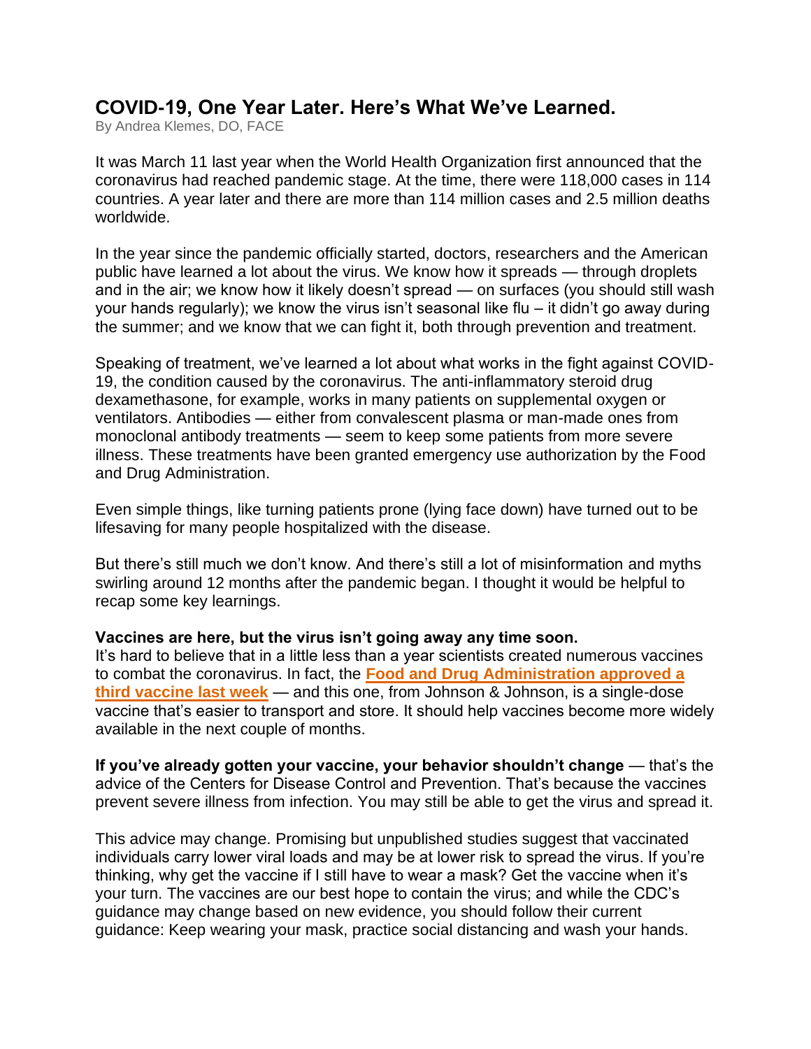# COVID-19, One Year Later. Here's What We've Learned.

By Andrea Klemes, DO, FACE

It was March 11 last year when the World Health Organization first announced that the coronavirus had reached pandemic stage. At the time, there were 118,000 cases in 114 countries. A year later and there are more than 114 million cases and 2.5 million deaths worldwide.

In the year since the pandemic officially started, doctors, researchers and the American public have learned a lot about the virus. We know how it spreads — through droplets and in the air; we know how it likely doesn't spread — on surfaces (you should still wash your hands regularly); we know the virus isn't seasonal like flu – it didn't go away during the summer; and we know that we can fight it, both through prevention and treatment.

Speaking of treatment, we've learned a lot about what works in the fight against COVID-19, the condition caused by the coronavirus. The anti-inflammatory steroid drug dexamethasone, for example, works in many patients on supplemental oxygen or ventilators. Antibodies — either from convalescent plasma or man-made ones from monoclonal antibody treatments — seem to keep some patients from more severe illness. These treatments have been granted emergency use authorization by the Food and Drug Administration.

Even simple things, like turning patients prone (lying face down) have turned out to be lifesaving for many people hospitalized with the disease.

But there's still much we don't know. And there's still a lot of misinformation and myths swirling around 12 months after the pandemic began. I thought it would be helpful to recap some key learnings.

**Vaccines are here, but the virus isn't going away any time soon.**

It's hard to believe that in a little less than a year scientists created numerous vaccines to combat the coronavirus. In fact, the **Food and Drug Administration approved a third vaccine last week** — and this one, from Johnson & Johnson, is a single-dose vaccine that's easier to transport and store. It should help vaccines become more widely available in the next couple of months.

**If you've already gotten your vaccine, your behavior shouldn't change** — that's the advice of the Centers for Disease Control and Prevention. That's because the vaccines prevent severe illness from infection. You may still be able to get the virus and spread it.

This advice may change. Promising but unpublished studies suggest that vaccinated individuals carry lower viral loads and may be at lower risk to spread the virus. If you're thinking, why get the vaccine if I still have to wear a mask? Get the vaccine when it's your turn. The vaccines are our best hope to contain the virus; and while the CDC's guidance may change based on new evidence, you should follow their current guidance: Keep wearing your mask, practice social distancing and wash your hands.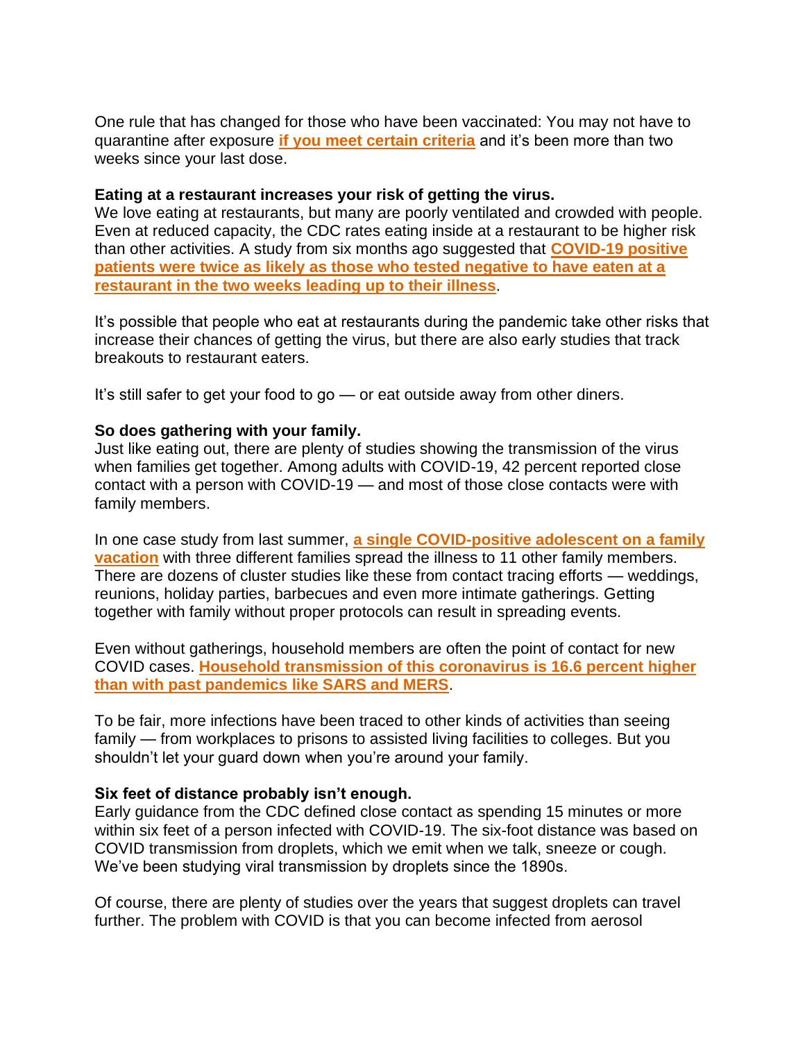One rule that has changed for those who have been vaccinated: You may not have to quarantine after exposure **if you meet certain criteria** and it's been more than two weeks since your last dose.

**Eating at a restaurant increases your risk of getting the virus.**
We love eating at restaurants, but many are poorly ventilated and crowded with people. Even at reduced capacity, the CDC rates eating inside at a restaurant to be higher risk than other activities. A study from six months ago suggested that **COVID-19 positive patients were twice as likely as those who tested negative to have eaten at a restaurant in the two weeks leading up to their illness**.

It's possible that people who eat at restaurants during the pandemic take other risks that increase their chances of getting the virus, but there are also early studies that track breakouts to restaurant eaters.

It's still safer to get your food to go — or eat outside away from other diners.

**So does gathering with your family.**
Just like eating out, there are plenty of studies showing the transmission of the virus when families get together. Among adults with COVID-19, 42 percent reported close contact with a person with COVID-19 — and most of those close contacts were with family members.

In one case study from last summer, **a single COVID-positive adolescent on a family vacation** with three different families spread the illness to 11 other family members. There are dozens of cluster studies like these from contact tracing efforts — weddings, reunions, holiday parties, barbecues and even more intimate gatherings. Getting together with family without proper protocols can result in spreading events.

Even without gatherings, household members are often the point of contact for new COVID cases. **Household transmission of this coronavirus is 16.6 percent higher than with past pandemics like SARS and MERS**.

To be fair, more infections have been traced to other kinds of activities than seeing family — from workplaces to prisons to assisted living facilities to colleges. But you shouldn't let your guard down when you're around your family.

**Six feet of distance probably isn't enough.**
Early guidance from the CDC defined close contact as spending 15 minutes or more within six feet of a person infected with COVID-19. The six-foot distance was based on COVID transmission from droplets, which we emit when we talk, sneeze or cough. We've been studying viral transmission by droplets since the 1890s.

Of course, there are plenty of studies over the years that suggest droplets can travel further. The problem with COVID is that you can become infected from aerosol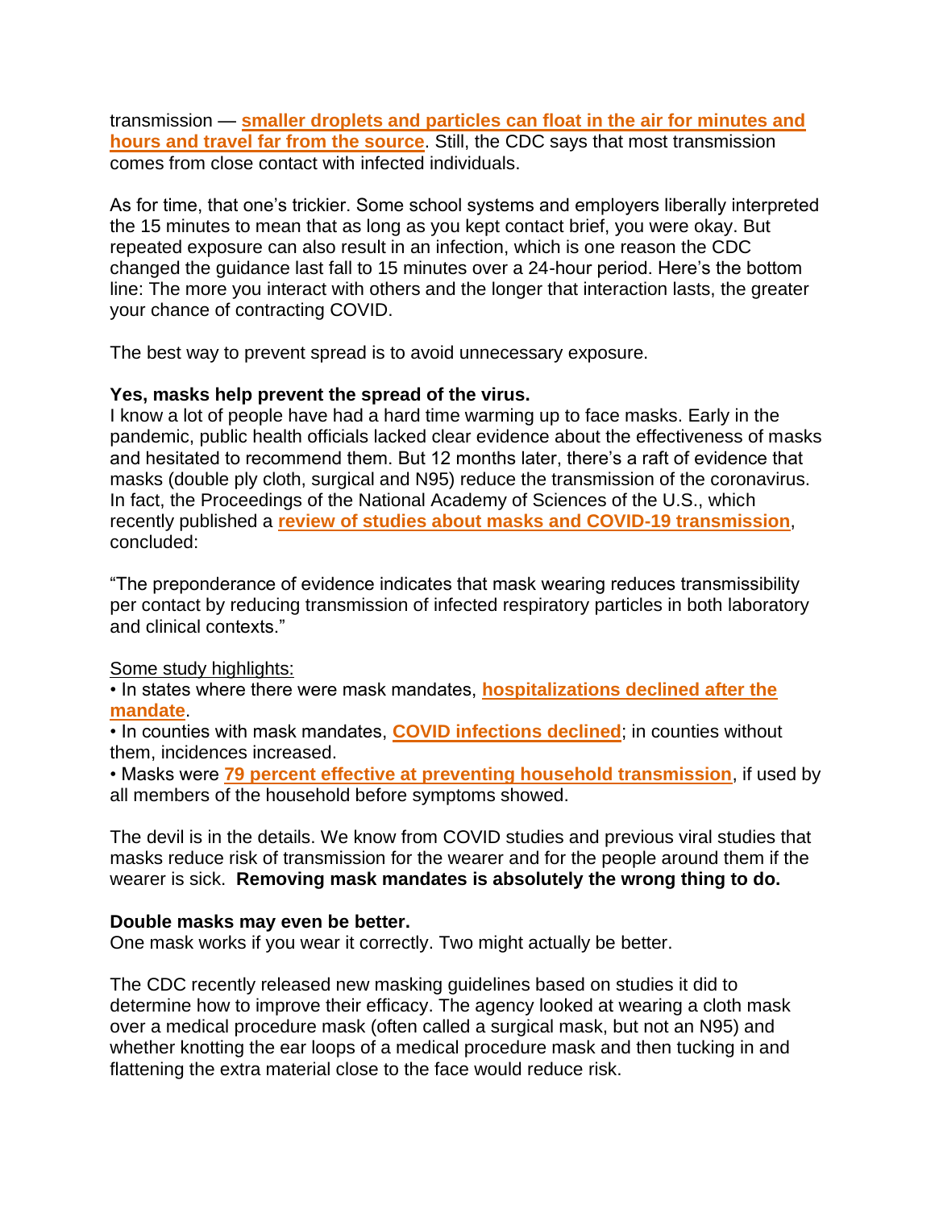transmission — **smaller droplets and particles can float in the air for minutes and hours and travel far from the source**. Still, the CDC says that most transmission comes from close contact with infected individuals.

As for time, that one's trickier. Some school systems and employers liberally interpreted the 15 minutes to mean that as long as you kept contact brief, you were okay. But repeated exposure can also result in an infection, which is one reason the CDC changed the guidance last fall to 15 minutes over a 24-hour period. Here's the bottom line: The more you interact with others and the longer that interaction lasts, the greater your chance of contracting COVID.

The best way to prevent spread is to avoid unnecessary exposure.

**Yes, masks help prevent the spread of the virus.**

I know a lot of people have had a hard time warming up to face masks. Early in the pandemic, public health officials lacked clear evidence about the effectiveness of masks and hesitated to recommend them. But 12 months later, there's a raft of evidence that masks (double ply cloth, surgical and N95) reduce the transmission of the coronavirus. In fact, the Proceedings of the National Academy of Sciences of the U.S., which recently published a **review of studies about masks and COVID-19 transmission**, concluded:

"The preponderance of evidence indicates that mask wearing reduces transmissibility per contact by reducing transmission of infected respiratory particles in both laboratory and clinical contexts."

Some study highlights:

- In states where there were mask mandates, **hospitalizations declined after the mandate**.
- In counties with mask mandates, **COVID infections declined**; in counties without them, incidences increased.
- Masks were **79 percent effective at preventing household transmission**, if used by all members of the household before symptoms showed.

The devil is in the details. We know from COVID studies and previous viral studies that masks reduce risk of transmission for the wearer and for the people around them if the wearer is sick. **Removing mask mandates is absolutely the wrong thing to do.**

**Double masks may even be better.**

One mask works if you wear it correctly. Two might actually be better.

The CDC recently released new masking guidelines based on studies it did to determine how to improve their efficacy. The agency looked at wearing a cloth mask over a medical procedure mask (often called a surgical mask, but not an N95) and whether knotting the ear loops of a medical procedure mask and then tucking in and flattening the extra material close to the face would reduce risk.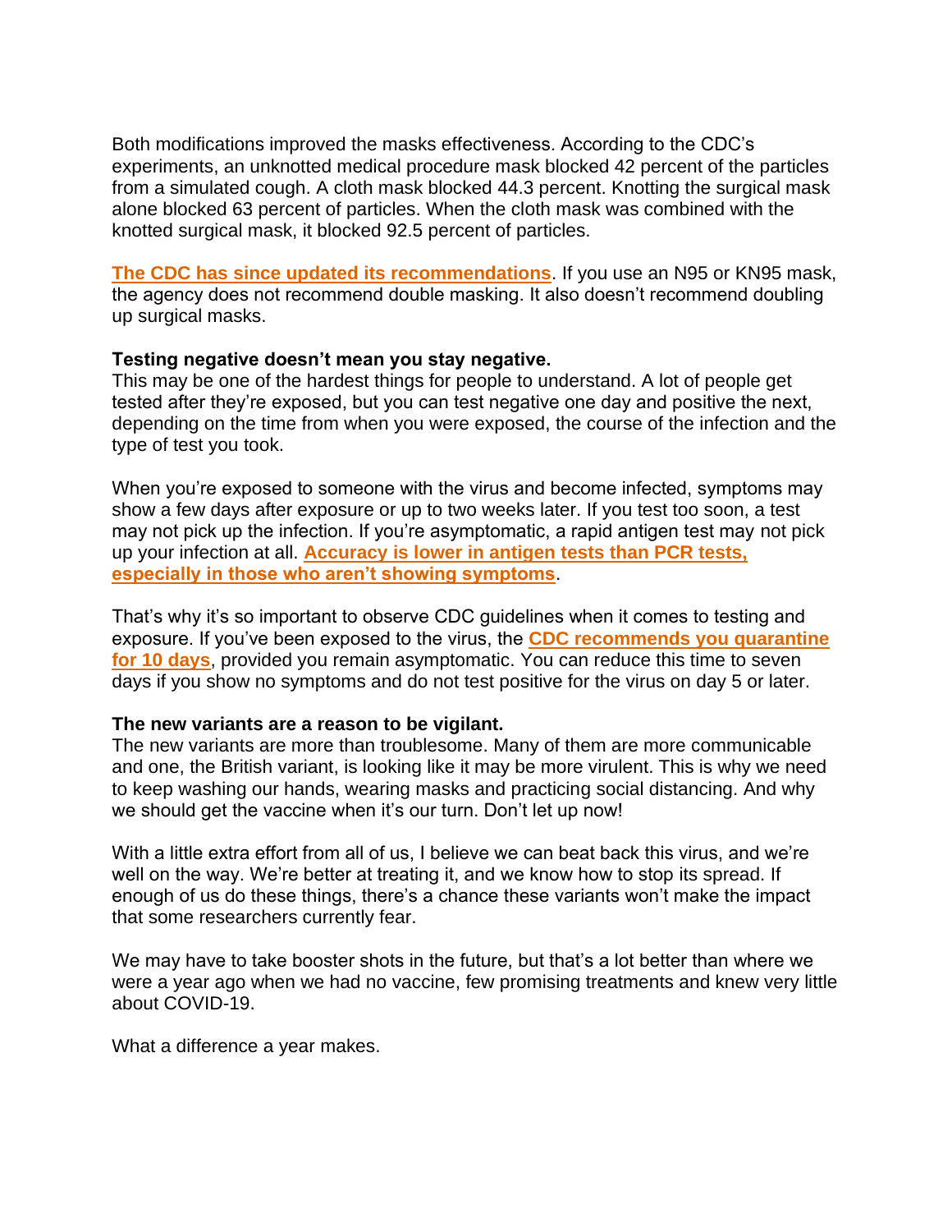Both modifications improved the masks effectiveness. According to the CDC's experiments, an unknotted medical procedure mask blocked 42 percent of the particles from a simulated cough. A cloth mask blocked 44.3 percent. Knotting the surgical mask alone blocked 63 percent of particles. When the cloth mask was combined with the knotted surgical mask, it blocked 92.5 percent of particles.

**The CDC has since updated its recommendations**. If you use an N95 or KN95 mask, the agency does not recommend double masking. It also doesn't recommend doubling up surgical masks.

**Testing negative doesn't mean you stay negative.**
This may be one of the hardest things for people to understand. A lot of people get tested after they're exposed, but you can test negative one day and positive the next, depending on the time from when you were exposed, the course of the infection and the type of test you took.

When you're exposed to someone with the virus and become infected, symptoms may show a few days after exposure or up to two weeks later. If you test too soon, a test may not pick up the infection. If you're asymptomatic, a rapid antigen test may not pick up your infection at all. **Accuracy is lower in antigen tests than PCR tests, especially in those who aren't showing symptoms**.

That's why it's so important to observe CDC guidelines when it comes to testing and exposure. If you've been exposed to the virus, the **CDC recommends you quarantine for 10 days**, provided you remain asymptomatic. You can reduce this time to seven days if you show no symptoms and do not test positive for the virus on day 5 or later.

**The new variants are a reason to be vigilant.**
The new variants are more than troublesome. Many of them are more communicable and one, the British variant, is looking like it may be more virulent. This is why we need to keep washing our hands, wearing masks and practicing social distancing. And why we should get the vaccine when it's our turn. Don't let up now!

With a little extra effort from all of us, I believe we can beat back this virus, and we're well on the way. We're better at treating it, and we know how to stop its spread. If enough of us do these things, there's a chance these variants won't make the impact that some researchers currently fear.

We may have to take booster shots in the future, but that's a lot better than where we were a year ago when we had no vaccine, few promising treatments and knew very little about COVID-19.

What a difference a year makes.